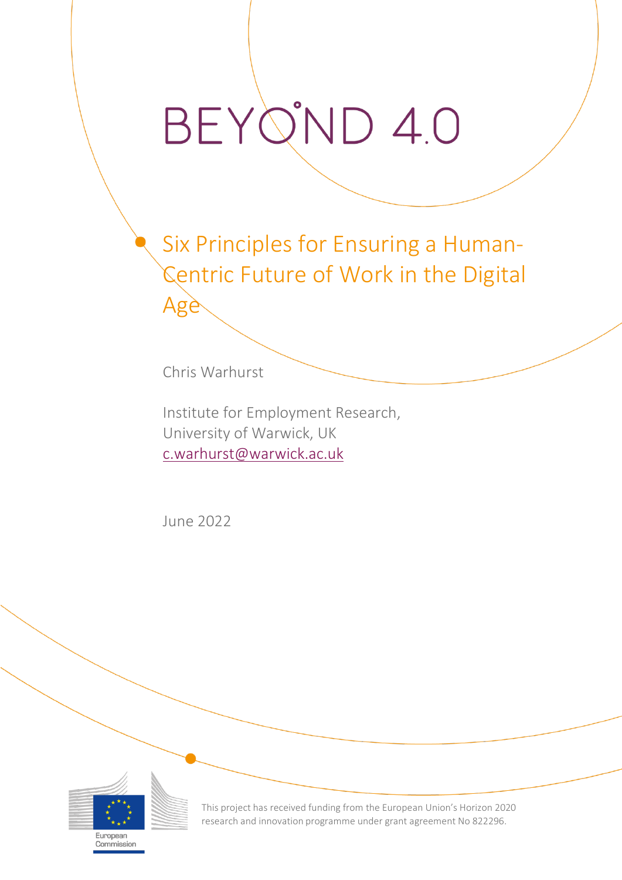# BEYOND 4.0

## Six Principles for Ensuring a Human-Centric Future of Work in the Digital Age

Chris Warhurst

Institute for Employment Research,
University of Warwick, UK
c.warhurst@warwick.ac.uk

June 2022

European Commission

This project has received funding from the European Union's Horizon 2020 research and innovation programme under grant agreement No 822296.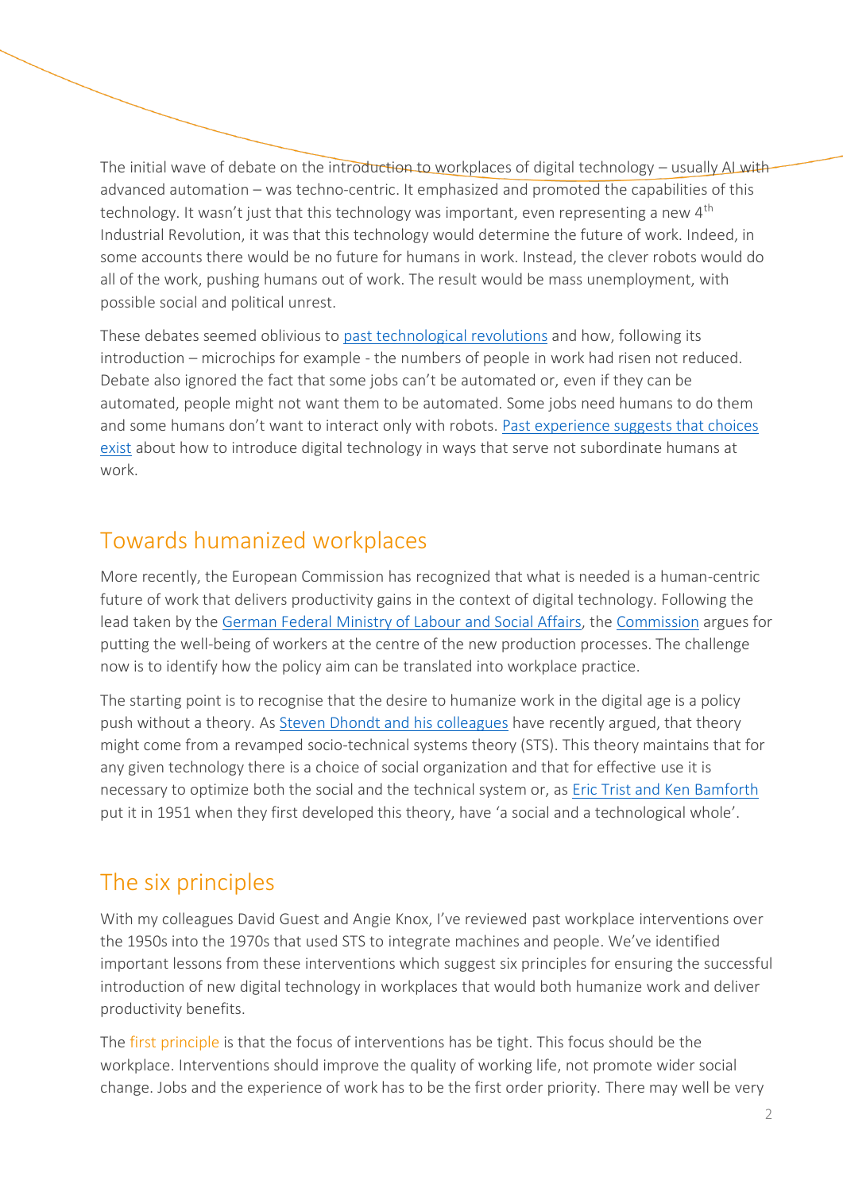The initial wave of debate on the introduction to workplaces of digital technology – usually AI with advanced automation – was techno-centric. It emphasized and promoted the capabilities of this technology. It wasn't just that this technology was important, even representing a new 4th Industrial Revolution, it was that this technology would determine the future of work. Indeed, in some accounts there would be no future for humans in work. Instead, the clever robots would do all of the work, pushing humans out of work. The result would be mass unemployment, with possible social and political unrest.

These debates seemed oblivious to [past technological revolutions](#) and how, following its introduction – microchips for example - the numbers of people in work had risen not reduced. Debate also ignored the fact that some jobs can't be automated or, even if they can be automated, people might not want them to be automated. Some jobs need humans to do them and some humans don't want to interact only with robots. [Past experience suggests that choices exist](#) about how to introduce digital technology in ways that serve not subordinate humans at work.

## Towards humanized workplaces

More recently, the European Commission has recognized that what is needed is a human-centric future of work that delivers productivity gains in the context of digital technology. Following the lead taken by the [German Federal Ministry of Labour and Social Affairs](#), the [Commission](#) argues for putting the well-being of workers at the centre of the new production processes. The challenge now is to identify how the policy aim can be translated into workplace practice.

The starting point is to recognise that the desire to humanize work in the digital age is a policy push without a theory. As [Steven Dhondt and his colleagues](#) have recently argued, that theory might come from a revamped socio-technical systems theory (STS). This theory maintains that for any given technology there is a choice of social organization and that for effective use it is necessary to optimize both the social and the technical system or, as [Eric Trist and Ken Bamforth](#) put it in 1951 when they first developed this theory, have 'a social and a technological whole'.

## The six principles

With my colleagues David Guest and Angie Knox, I've reviewed past workplace interventions over the 1950s into the 1970s that used STS to integrate machines and people. We've identified important lessons from these interventions which suggest six principles for ensuring the successful introduction of new digital technology in workplaces that would both humanize work and deliver productivity benefits.

The first principle is that the focus of interventions has be tight. This focus should be the workplace. Interventions should improve the quality of working life, not promote wider social change. Jobs and the experience of work has to be the first order priority. There may well be very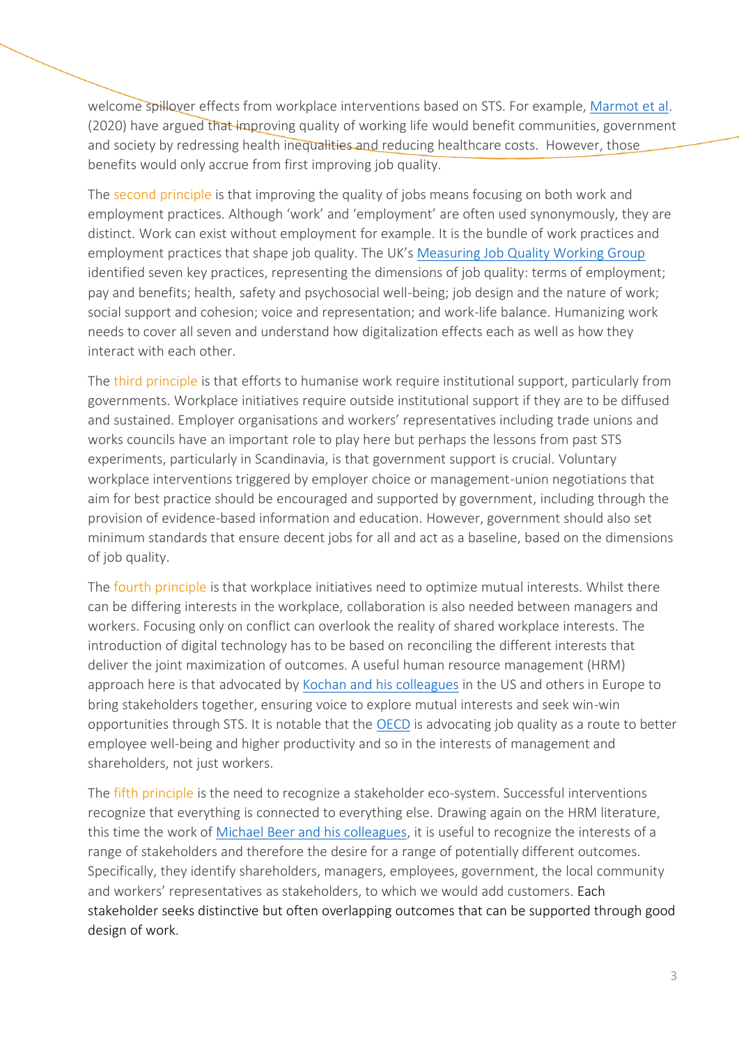welcome spillover effects from workplace interventions based on STS. For example, Marmot et al. (2020) have argued that improving quality of working life would benefit communities, government and society by redressing health inequalities and reducing healthcare costs. However, those benefits would only accrue from first improving job quality.

The second principle is that improving the quality of jobs means focusing on both work and employment practices. Although 'work' and 'employment' are often used synonymously, they are distinct. Work can exist without employment for example. It is the bundle of work practices and employment practices that shape job quality. The UK's Measuring Job Quality Working Group identified seven key practices, representing the dimensions of job quality: terms of employment; pay and benefits; health, safety and psychosocial well-being; job design and the nature of work; social support and cohesion; voice and representation; and work-life balance. Humanizing work needs to cover all seven and understand how digitalization effects each as well as how they interact with each other.

The third principle is that efforts to humanise work require institutional support, particularly from governments. Workplace initiatives require outside institutional support if they are to be diffused and sustained. Employer organisations and workers' representatives including trade unions and works councils have an important role to play here but perhaps the lessons from past STS experiments, particularly in Scandinavia, is that government support is crucial. Voluntary workplace interventions triggered by employer choice or management-union negotiations that aim for best practice should be encouraged and supported by government, including through the provision of evidence-based information and education. However, government should also set minimum standards that ensure decent jobs for all and act as a baseline, based on the dimensions of job quality.

The fourth principle is that workplace initiatives need to optimize mutual interests. Whilst there can be differing interests in the workplace, collaboration is also needed between managers and workers. Focusing only on conflict can overlook the reality of shared workplace interests. The introduction of digital technology has to be based on reconciling the different interests that deliver the joint maximization of outcomes. A useful human resource management (HRM) approach here is that advocated by Kochan and his colleagues in the US and others in Europe to bring stakeholders together, ensuring voice to explore mutual interests and seek win-win opportunities through STS. It is notable that the OECD is advocating job quality as a route to better employee well-being and higher productivity and so in the interests of management and shareholders, not just workers.

The fifth principle is the need to recognize a stakeholder eco-system. Successful interventions recognize that everything is connected to everything else. Drawing again on the HRM literature, this time the work of Michael Beer and his colleagues, it is useful to recognize the interests of a range of stakeholders and therefore the desire for a range of potentially different outcomes. Specifically, they identify shareholders, managers, employees, government, the local community and workers' representatives as stakeholders, to which we would add customers. Each stakeholder seeks distinctive but often overlapping outcomes that can be supported through good design of work.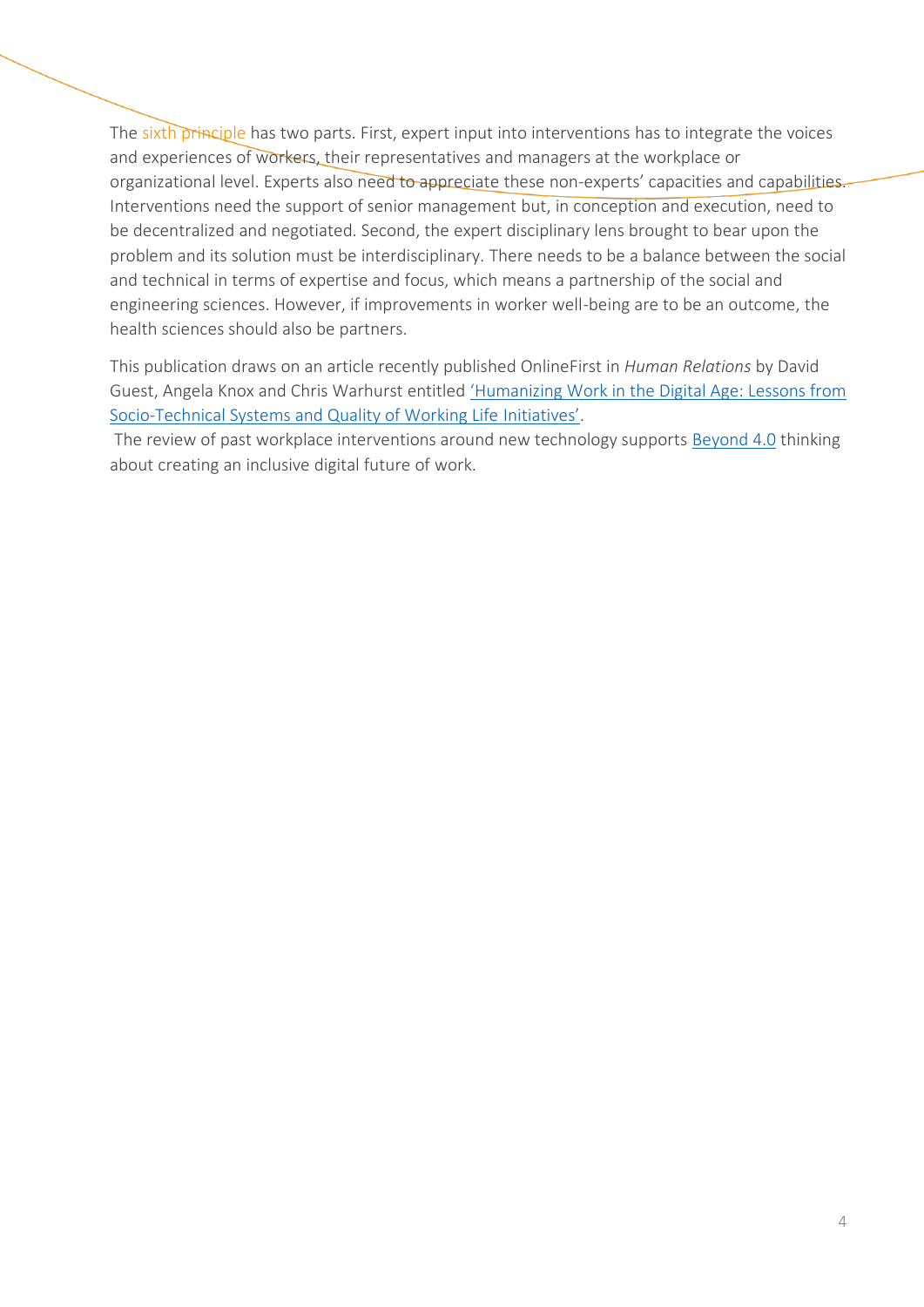The sixth principle has two parts. First, expert input into interventions has to integrate the voices and experiences of workers, their representatives and managers at the workplace or organizational level. Experts also need to appreciate these non-experts' capacities and capabilities. Interventions need the support of senior management but, in conception and execution, need to be decentralized and negotiated. Second, the expert disciplinary lens brought to bear upon the problem and its solution must be interdisciplinary. There needs to be a balance between the social and technical in terms of expertise and focus, which means a partnership of the social and engineering sciences. However, if improvements in worker well-being are to be an outcome, the health sciences should also be partners.

This publication draws on an article recently published OnlineFirst in *Human Relations* by David Guest, Angela Knox and Chris Warhurst entitled 'Humanizing Work in the Digital Age: Lessons from Socio-Technical Systems and Quality of Working Life Initiatives'.

The review of past workplace interventions around new technology supports Beyond 4.0 thinking about creating an inclusive digital future of work.